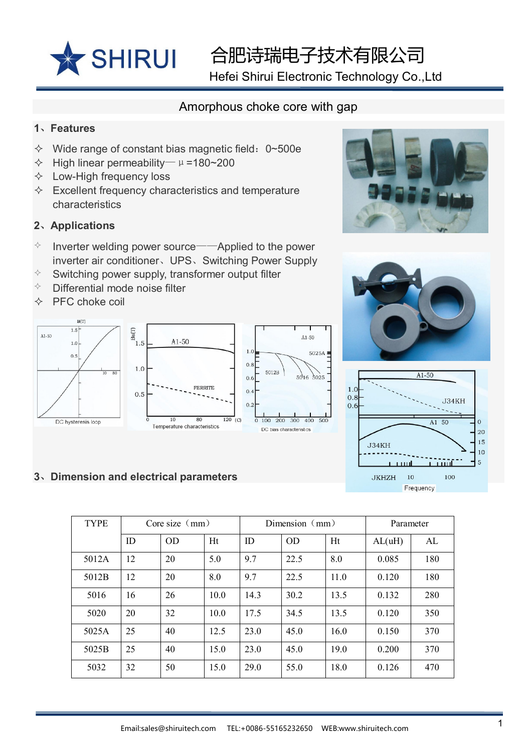合肥诗瑞电子技术有限公司

Hefei Shirui Electronic Technology Co.,Ltd

# Amorphous choke core with gap

## 1、Features

- ✧ Wide range of constant bias magnetic field：0~500e
- ✧ High linear permeability— μ =180~200
- ✧ Low-High frequency loss
- ✧ Excellent frequency characteristics and temperature characteristics

## 2、Applications

- ✧ Inverter welding power source——Applied to the power inverter air conditioner、UPS、Switching Power Supply
- ✧ Switching power supply, transformer output filter
- ✧ Differential mode noise filter
- ✧ PFC choke coil

DC hysteresis loop

Temperature characteristics

DC bias characteristics

Frequency

## 3、Dimension and electrical parameters

| TYPE | Core size（mm） | | | Dimension（mm） | | | Parameter | |
|---|---|---|---|---|---|---|---|---|
| | ID | OD | Ht | ID | OD | Ht | AL(uH) | AL |
| 5012A | 12 | 20 | 5.0 | 9.7 | 22.5 | 8.0 | 0.085 | 180 |
| 5012B | 12 | 20 | 8.0 | 9.7 | 22.5 | 11.0 | 0.120 | 180 |
| 5016 | 16 | 26 | 10.0 | 14.3 | 30.2 | 13.5 | 0.132 | 280 |
| 5020 | 20 | 32 | 10.0 | 17.5 | 34.5 | 13.5 | 0.120 | 350 |
| 5025A | 25 | 40 | 12.5 | 23.0 | 45.0 | 16.0 | 0.150 | 370 |
| 5025B | 25 | 40 | 15.0 | 23.0 | 45.0 | 19.0 | 0.200 | 370 |
| 5032 | 32 | 50 | 15.0 | 29.0 | 55.0 | 18.0 | 0.126 | 470 |

Email:sales@shiruitech.com TEL:+0086-55165232650 WEB:www.shiruitech.com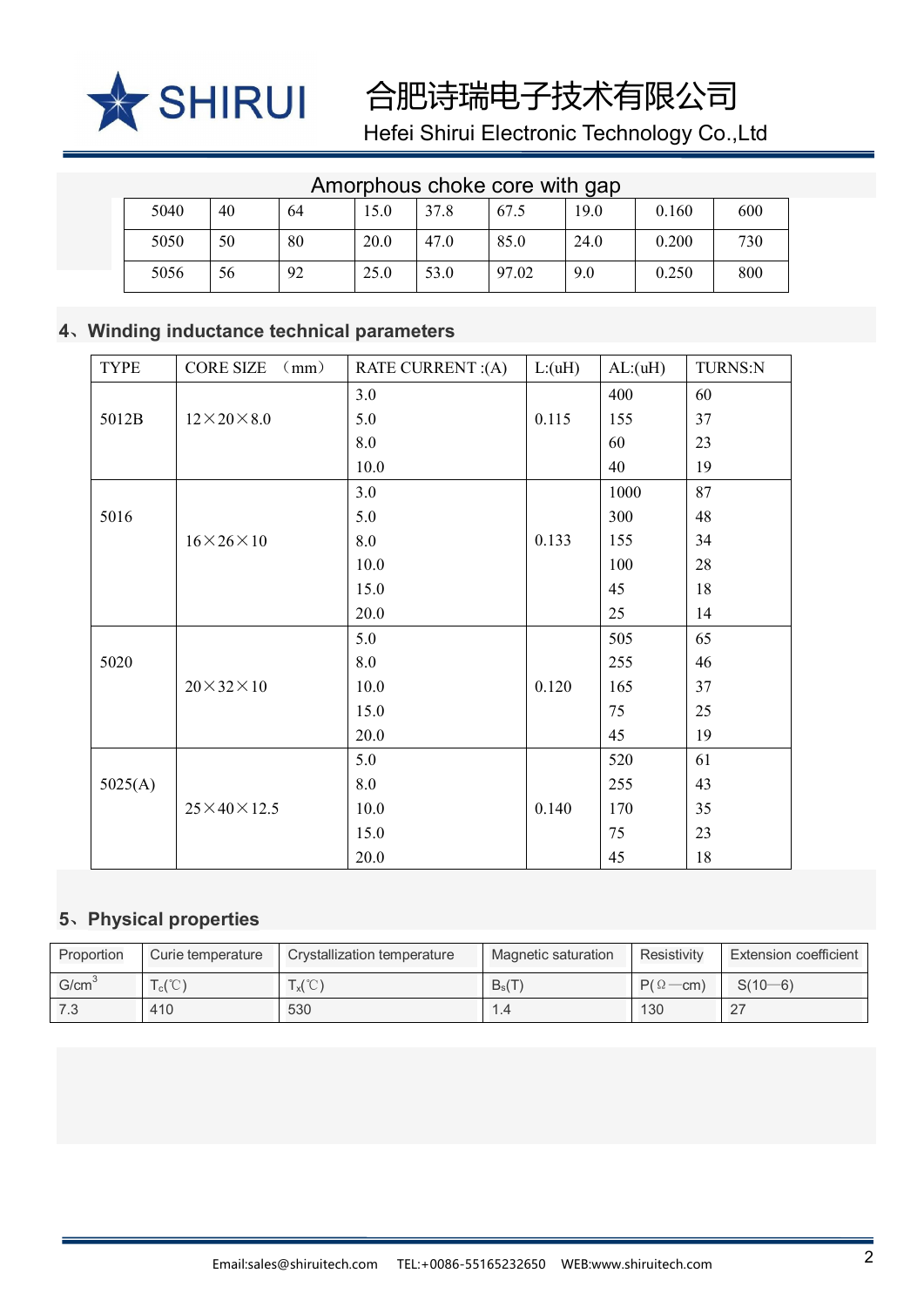## Amorphous choke core with gap

| | | | | | | | | |
|---|---|---|---|---|---|---|---|---|
| 5040 | 40 | 64 | 15.0 | 37.8 | 67.5 | 19.0 | 0.160 | 600 |
| 5050 | 50 | 80 | 20.0 | 47.0 | 85.0 | 24.0 | 0.200 | 730 |
| 5056 | 56 | 92 | 25.0 | 53.0 | 97.02 | 9.0 | 0.250 | 800 |

## 4、Winding inductance technical parameters

| TYPE | CORE SIZE （mm） | RATE CURRENT :(A) | L:(uH) | AL:(uH) | TURNS:N |
|---|---|---|---|---|---|
| 5012B | 12×20×8.0 | 3.0 | 0.115 | 400 | 60 |
| | | 5.0 | | 155 | 37 |
| | | 8.0 | | 60 | 23 |
| | | 10.0 | | 40 | 19 |
| 5016 | 16×26×10 | 3.0 | 0.133 | 1000 | 87 |
| | | 5.0 | | 300 | 48 |
| | | 8.0 | | 155 | 34 |
| | | 10.0 | | 100 | 28 |
| | | 15.0 | | 45 | 18 |
| | | 20.0 | | 25 | 14 |
| 5020 | 20×32×10 | 5.0 | 0.120 | 505 | 65 |
| | | 8.0 | | 255 | 46 |
| | | 10.0 | | 165 | 37 |
| | | 15.0 | | 75 | 25 |
| | | 20.0 | | 45 | 19 |
| 5025(A) | 25×40×12.5 | 5.0 | 0.140 | 520 | 61 |
| | | 8.0 | | 255 | 43 |
| | | 10.0 | | 170 | 35 |
| | | 15.0 | | 75 | 23 |
| | | 20.0 | | 45 | 18 |

## 5、Physical properties

| Proportion | Curie temperature | Crystallization temperature | Magnetic saturation | Resistivity | Extension coefficient |
|---|---|---|---|---|---|
| G/cm$^3$ | $T_c$(℃) | $T_x$(℃) | $B_s$(T) | P(Ω—cm) | S(10—6) |
| 7.3 | 410 | 530 | 1.4 | 130 | 27 |